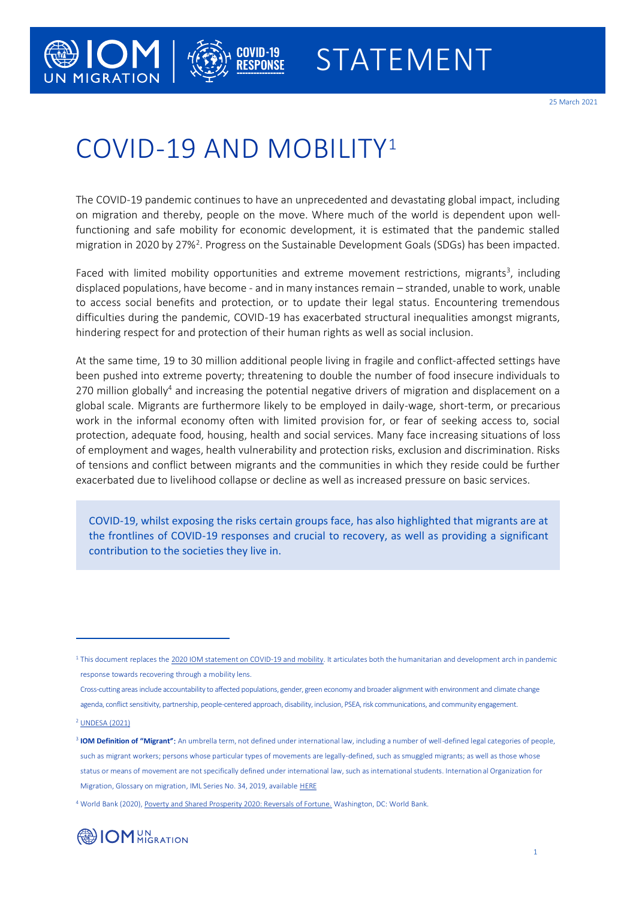STATEMENT

25 March 2021

# COVID-19 AND MOBILITY[1]

The COVID-19 pandemic continues to have an unprecedented and devastating global impact, including on migration and thereby, people on the move. Where much of the world is dependent upon well-functioning and safe mobility for economic development, it is estimated that the pandemic stalled migration in 2020 by 27%[2]. Progress on the Sustainable Development Goals (SDGs) has been impacted.

Faced with limited mobility opportunities and extreme movement restrictions, migrants[3], including displaced populations, have become - and in many instances remain – stranded, unable to work, unable to access social benefits and protection, or to update their legal status. Encountering tremendous difficulties during the pandemic, COVID-19 has exacerbated structural inequalities amongst migrants, hindering respect for and protection of their human rights as well as social inclusion.

At the same time, 19 to 30 million additional people living in fragile and conflict-affected settings have been pushed into extreme poverty; threatening to double the number of food insecure individuals to 270 million globally[4] and increasing the potential negative drivers of migration and displacement on a global scale. Migrants are furthermore likely to be employed in daily-wage, short-term, or precarious work in the informal economy often with limited provision for, or fear of seeking access to, social protection, adequate food, housing, health and social services. Many face increasing situations of loss of employment and wages, health vulnerability and protection risks, exclusion and discrimination. Risks of tensions and conflict between migrants and the communities in which they reside could be further exacerbated due to livelihood collapse or decline as well as increased pressure on basic services.

> COVID-19, whilst exposing the risks certain groups face, has also highlighted that migrants are at the frontlines of COVID-19 responses and crucial to recovery, as well as providing a significant contribution to the societies they live in.

---

[1] This document replaces the 2020 IOM statement on COVID-19 and mobility. It articulates both the humanitarian and development arch in pandemic response towards recovering through a mobility lens.

Cross-cutting areas include accountability to affected populations, gender, green economy and broader alignment with environment and climate change agenda, conflict sensitivity, partnership, people-centered approach, disability, inclusion, PSEA, risk communications, and community engagement.

[2] UNDESA (2021)

[3] **IOM Definition of "Migrant":** An umbrella term, not defined under international law, including a number of well-defined legal categories of people, such as migrant workers; persons whose particular types of movements are legally-defined, such as smuggled migrants; as well as those whose status or means of movement are not specifically defined under international law, such as international students. International Organization for Migration, Glossary on migration, IML Series No. 34, 2019, available HERE

[4] World Bank (2020), Poverty and Shared Prosperity 2020: Reversals of Fortune. Washington, DC: World Bank.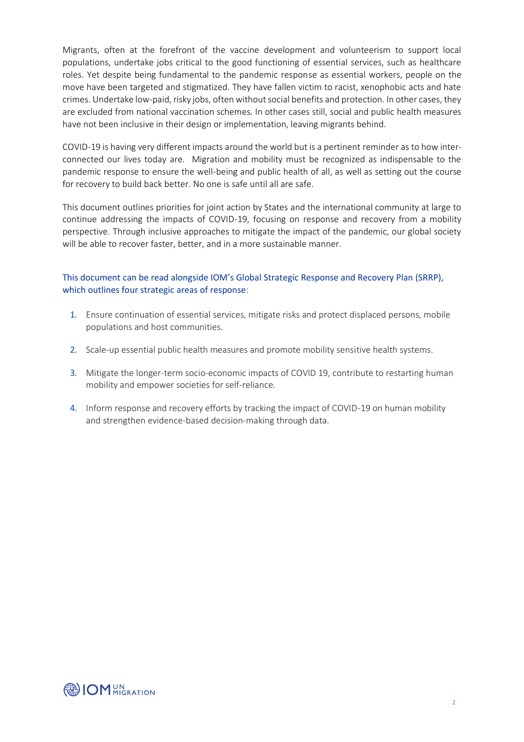Migrants, often at the forefront of the vaccine development and volunteerism to support local populations, undertake jobs critical to the good functioning of essential services, such as healthcare roles. Yet despite being fundamental to the pandemic response as essential workers, people on the move have been targeted and stigmatized. They have fallen victim to racist, xenophobic acts and hate crimes. Undertake low-paid, risky jobs, often without social benefits and protection. In other cases, they are excluded from national vaccination schemes. In other cases still, social and public health measures have not been inclusive in their design or implementation, leaving migrants behind.

COVID-19 is having very different impacts around the world but is a pertinent reminder as to how inter-connected our lives today are. Migration and mobility must be recognized as indispensable to the pandemic response to ensure the well-being and public health of all, as well as setting out the course for recovery to build back better. No one is safe until all are safe.

This document outlines priorities for joint action by States and the international community at large to continue addressing the impacts of COVID-19, focusing on response and recovery from a mobility perspective. Through inclusive approaches to mitigate the impact of the pandemic, our global society will be able to recover faster, better, and in a more sustainable manner.

This document can be read alongside IOM's Global Strategic Response and Recovery Plan (SRRP), which outlines four strategic areas of response:

1. Ensure continuation of essential services, mitigate risks and protect displaced persons, mobile populations and host communities.
2. Scale-up essential public health measures and promote mobility sensitive health systems.
3. Mitigate the longer-term socio-economic impacts of COVID 19, contribute to restarting human mobility and empower societies for self-reliance.
4. Inform response and recovery efforts by tracking the impact of COVID-19 on human mobility and strengthen evidence-based decision-making through data.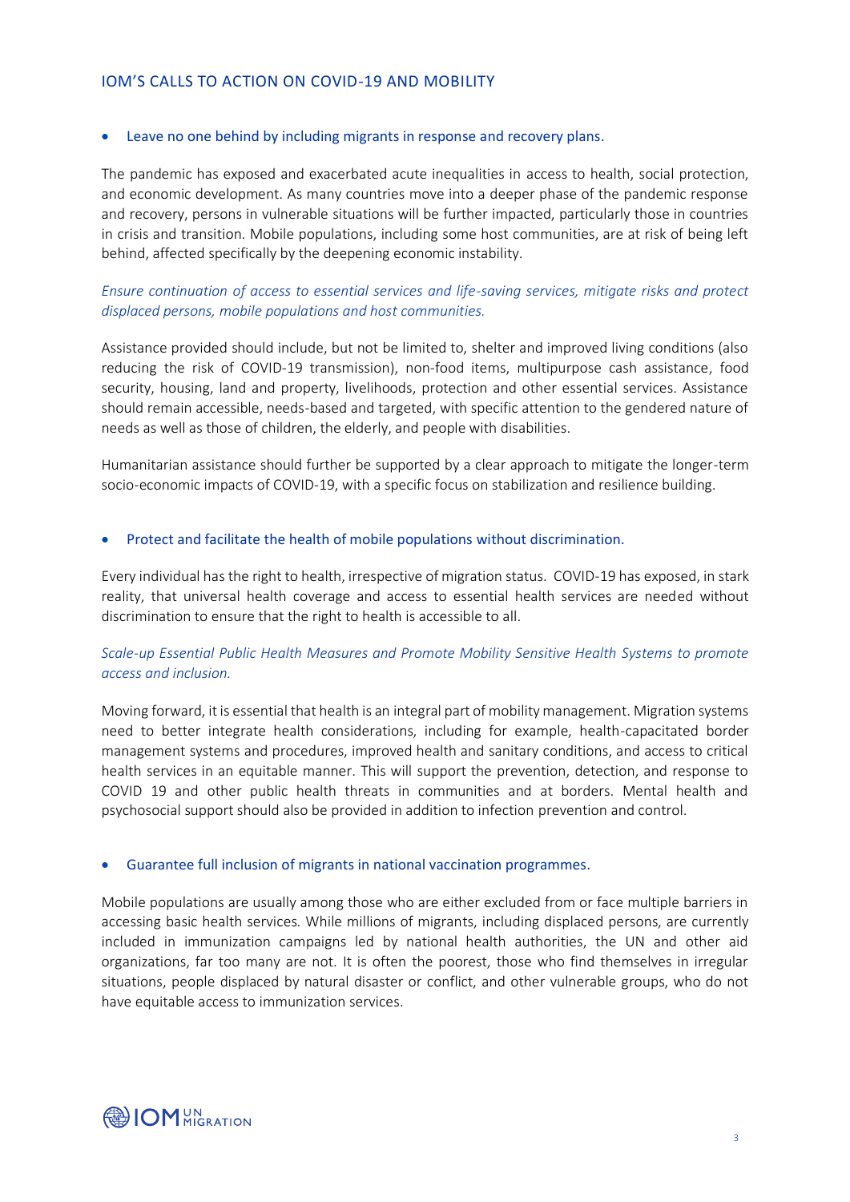## IOM'S CALLS TO ACTION ON COVID-19 AND MOBILITY

- Leave no one behind by including migrants in response and recovery plans.

The pandemic has exposed and exacerbated acute inequalities in access to health, social protection, and economic development. As many countries move into a deeper phase of the pandemic response and recovery, persons in vulnerable situations will be further impacted, particularly those in countries in crisis and transition. Mobile populations, including some host communities, are at risk of being left behind, affected specifically by the deepening economic instability.

*Ensure continuation of access to essential services and life-saving services, mitigate risks and protect displaced persons, mobile populations and host communities.*

Assistance provided should include, but not be limited to, shelter and improved living conditions (also reducing the risk of COVID-19 transmission), non-food items, multipurpose cash assistance, food security, housing, land and property, livelihoods, protection and other essential services. Assistance should remain accessible, needs-based and targeted, with specific attention to the gendered nature of needs as well as those of children, the elderly, and people with disabilities.

Humanitarian assistance should further be supported by a clear approach to mitigate the longer-term socio-economic impacts of COVID-19, with a specific focus on stabilization and resilience building.

- Protect and facilitate the health of mobile populations without discrimination.

Every individual has the right to health, irrespective of migration status. COVID-19 has exposed, in stark reality, that universal health coverage and access to essential health services are needed without discrimination to ensure that the right to health is accessible to all.

*Scale-up Essential Public Health Measures and Promote Mobility Sensitive Health Systems to promote access and inclusion.*

Moving forward, it is essential that health is an integral part of mobility management. Migration systems need to better integrate health considerations, including for example, health-capacitated border management systems and procedures, improved health and sanitary conditions, and access to critical health services in an equitable manner. This will support the prevention, detection, and response to COVID 19 and other public health threats in communities and at borders. Mental health and psychosocial support should also be provided in addition to infection prevention and control.

- Guarantee full inclusion of migrants in national vaccination programmes.

Mobile populations are usually among those who are either excluded from or face multiple barriers in accessing basic health services. While millions of migrants, including displaced persons, are currently included in immunization campaigns led by national health authorities, the UN and other aid organizations, far too many are not. It is often the poorest, those who find themselves in irregular situations, people displaced by natural disaster or conflict, and other vulnerable groups, who do not have equitable access to immunization services.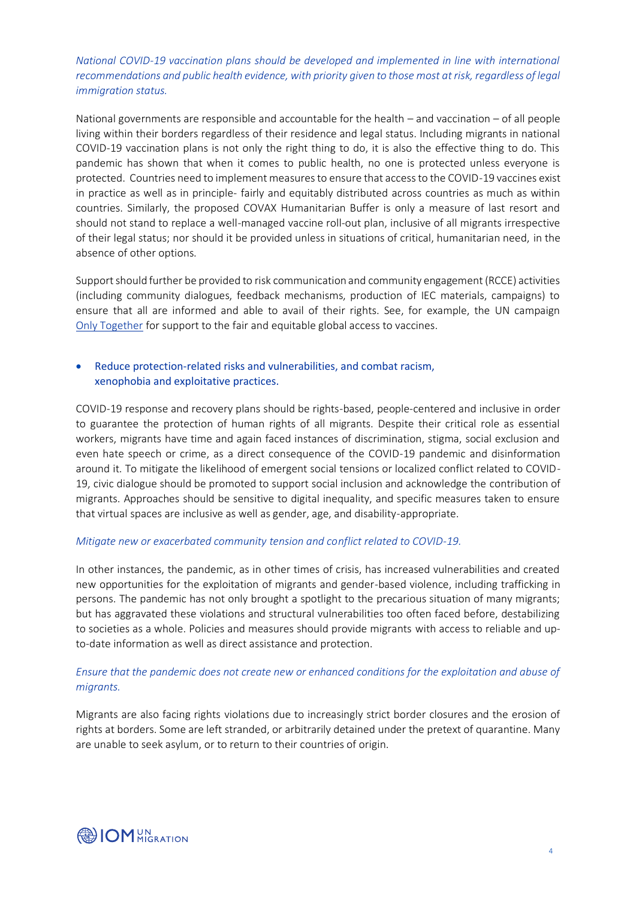*National COVID-19 vaccination plans should be developed and implemented in line with international recommendations and public health evidence, with priority given to those most at risk, regardless of legal immigration status.*

National governments are responsible and accountable for the health – and vaccination – of all people living within their borders regardless of their residence and legal status. Including migrants in national COVID-19 vaccination plans is not only the right thing to do, it is also the effective thing to do. This pandemic has shown that when it comes to public health, no one is protected unless everyone is protected. Countries need to implement measures to ensure that access to the COVID-19 vaccines exist in practice as well as in principle- fairly and equitably distributed across countries as much as within countries. Similarly, the proposed COVAX Humanitarian Buffer is only a measure of last resort and should not stand to replace a well-managed vaccine roll-out plan, inclusive of all migrants irrespective of their legal status; nor should it be provided unless in situations of critical, humanitarian need, in the absence of other options.

Support should further be provided to risk communication and community engagement (RCCE) activities (including community dialogues, feedback mechanisms, production of IEC materials, campaigns) to ensure that all are informed and able to avail of their rights. See, for example, the UN campaign Only Together for support to the fair and equitable global access to vaccines.

- Reduce protection-related risks and vulnerabilities, and combat racism, xenophobia and exploitative practices.

COVID-19 response and recovery plans should be rights-based, people-centered and inclusive in order to guarantee the protection of human rights of all migrants. Despite their critical role as essential workers, migrants have time and again faced instances of discrimination, stigma, social exclusion and even hate speech or crime, as a direct consequence of the COVID-19 pandemic and disinformation around it. To mitigate the likelihood of emergent social tensions or localized conflict related to COVID-19, civic dialogue should be promoted to support social inclusion and acknowledge the contribution of migrants. Approaches should be sensitive to digital inequality, and specific measures taken to ensure that virtual spaces are inclusive as well as gender, age, and disability-appropriate.

*Mitigate new or exacerbated community tension and conflict related to COVID-19.*

In other instances, the pandemic, as in other times of crisis, has increased vulnerabilities and created new opportunities for the exploitation of migrants and gender-based violence, including trafficking in persons. The pandemic has not only brought a spotlight to the precarious situation of many migrants; but has aggravated these violations and structural vulnerabilities too often faced before, destabilizing to societies as a whole. Policies and measures should provide migrants with access to reliable and up-to-date information as well as direct assistance and protection.

*Ensure that the pandemic does not create new or enhanced conditions for the exploitation and abuse of migrants.*

Migrants are also facing rights violations due to increasingly strict border closures and the erosion of rights at borders. Some are left stranded, or arbitrarily detained under the pretext of quarantine. Many are unable to seek asylum, or to return to their countries of origin.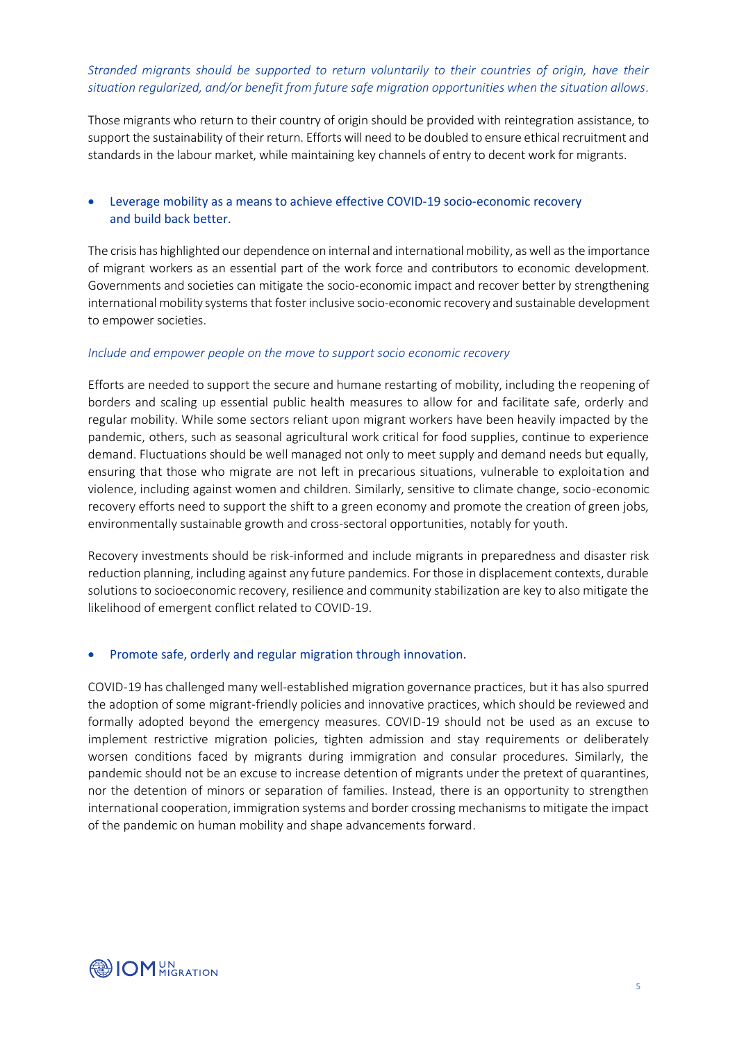*Stranded migrants should be supported to return voluntarily to their countries of origin, have their situation regularized, and/or benefit from future safe migration opportunities when the situation allows.*

Those migrants who return to their country of origin should be provided with reintegration assistance, to support the sustainability of their return. Efforts will need to be doubled to ensure ethical recruitment and standards in the labour market, while maintaining key channels of entry to decent work for migrants.

- Leverage mobility as a means to achieve effective COVID-19 socio-economic recovery and build back better.

The crisis has highlighted our dependence on internal and international mobility, as well as the importance of migrant workers as an essential part of the work force and contributors to economic development. Governments and societies can mitigate the socio-economic impact and recover better by strengthening international mobility systems that foster inclusive socio-economic recovery and sustainable development to empower societies.

*Include and empower people on the move to support socio economic recovery*

Efforts are needed to support the secure and humane restarting of mobility, including the reopening of borders and scaling up essential public health measures to allow for and facilitate safe, orderly and regular mobility. While some sectors reliant upon migrant workers have been heavily impacted by the pandemic, others, such as seasonal agricultural work critical for food supplies, continue to experience demand. Fluctuations should be well managed not only to meet supply and demand needs but equally, ensuring that those who migrate are not left in precarious situations, vulnerable to exploitation and violence, including against women and children. Similarly, sensitive to climate change, socio-economic recovery efforts need to support the shift to a green economy and promote the creation of green jobs, environmentally sustainable growth and cross-sectoral opportunities, notably for youth.

Recovery investments should be risk-informed and include migrants in preparedness and disaster risk reduction planning, including against any future pandemics. For those in displacement contexts, durable solutions to socioeconomic recovery, resilience and community stabilization are key to also mitigate the likelihood of emergent conflict related to COVID-19.

- Promote safe, orderly and regular migration through innovation.

COVID-19 has challenged many well-established migration governance practices, but it has also spurred the adoption of some migrant-friendly policies and innovative practices, which should be reviewed and formally adopted beyond the emergency measures. COVID-19 should not be used as an excuse to implement restrictive migration policies, tighten admission and stay requirements or deliberately worsen conditions faced by migrants during immigration and consular procedures. Similarly, the pandemic should not be an excuse to increase detention of migrants under the pretext of quarantines, nor the detention of minors or separation of families. Instead, there is an opportunity to strengthen international cooperation, immigration systems and border crossing mechanisms to mitigate the impact of the pandemic on human mobility and shape advancements forward.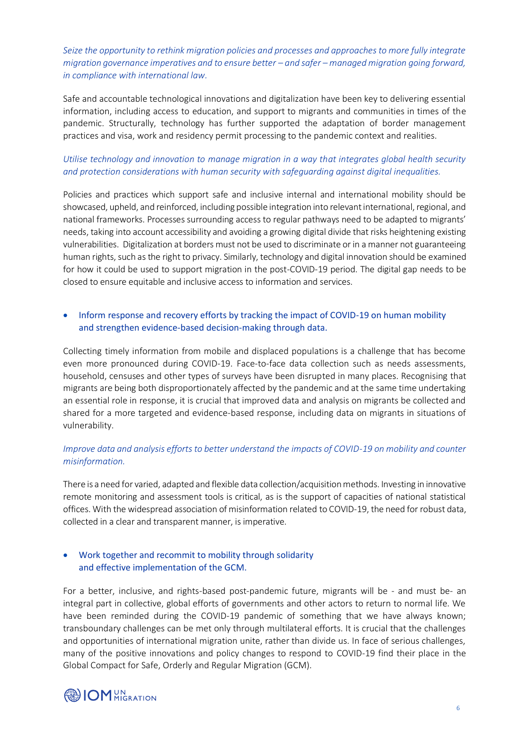*Seize the opportunity to rethink migration policies and processes and approaches to more fully integrate migration governance imperatives and to ensure better – and safer – managed migration going forward, in compliance with international law.*

Safe and accountable technological innovations and digitalization have been key to delivering essential information, including access to education, and support to migrants and communities in times of the pandemic. Structurally, technology has further supported the adaptation of border management practices and visa, work and residency permit processing to the pandemic context and realities.

*Utilise technology and innovation to manage migration in a way that integrates global health security and protection considerations with human security with safeguarding against digital inequalities.*

Policies and practices which support safe and inclusive internal and international mobility should be showcased, upheld, and reinforced, including possible integration into relevant international, regional, and national frameworks. Processes surrounding access to regular pathways need to be adapted to migrants' needs, taking into account accessibility and avoiding a growing digital divide that risks heightening existing vulnerabilities. Digitalization at borders must not be used to discriminate or in a manner not guaranteeing human rights, such as the right to privacy. Similarly, technology and digital innovation should be examined for how it could be used to support migration in the post-COVID-19 period. The digital gap needs to be closed to ensure equitable and inclusive access to information and services.

- Inform response and recovery efforts by tracking the impact of COVID-19 on human mobility and strengthen evidence-based decision-making through data.

Collecting timely information from mobile and displaced populations is a challenge that has become even more pronounced during COVID-19. Face-to-face data collection such as needs assessments, household, censuses and other types of surveys have been disrupted in many places. Recognising that migrants are being both disproportionately affected by the pandemic and at the same time undertaking an essential role in response, it is crucial that improved data and analysis on migrants be collected and shared for a more targeted and evidence-based response, including data on migrants in situations of vulnerability.

*Improve data and analysis efforts to better understand the impacts of COVID-19 on mobility and counter misinformation.*

There is a need for varied, adapted and flexible data collection/acquisition methods. Investing in innovative remote monitoring and assessment tools is critical, as is the support of capacities of national statistical offices. With the widespread association of misinformation related to COVID-19, the need for robust data, collected in a clear and transparent manner, is imperative.

- Work together and recommit to mobility through solidarity and effective implementation of the GCM.

For a better, inclusive, and rights-based post-pandemic future, migrants will be - and must be- an integral part in collective, global efforts of governments and other actors to return to normal life. We have been reminded during the COVID-19 pandemic of something that we have always known; transboundary challenges can be met only through multilateral efforts. It is crucial that the challenges and opportunities of international migration unite, rather than divide us. In face of serious challenges, many of the positive innovations and policy changes to respond to COVID-19 find their place in the Global Compact for Safe, Orderly and Regular Migration (GCM).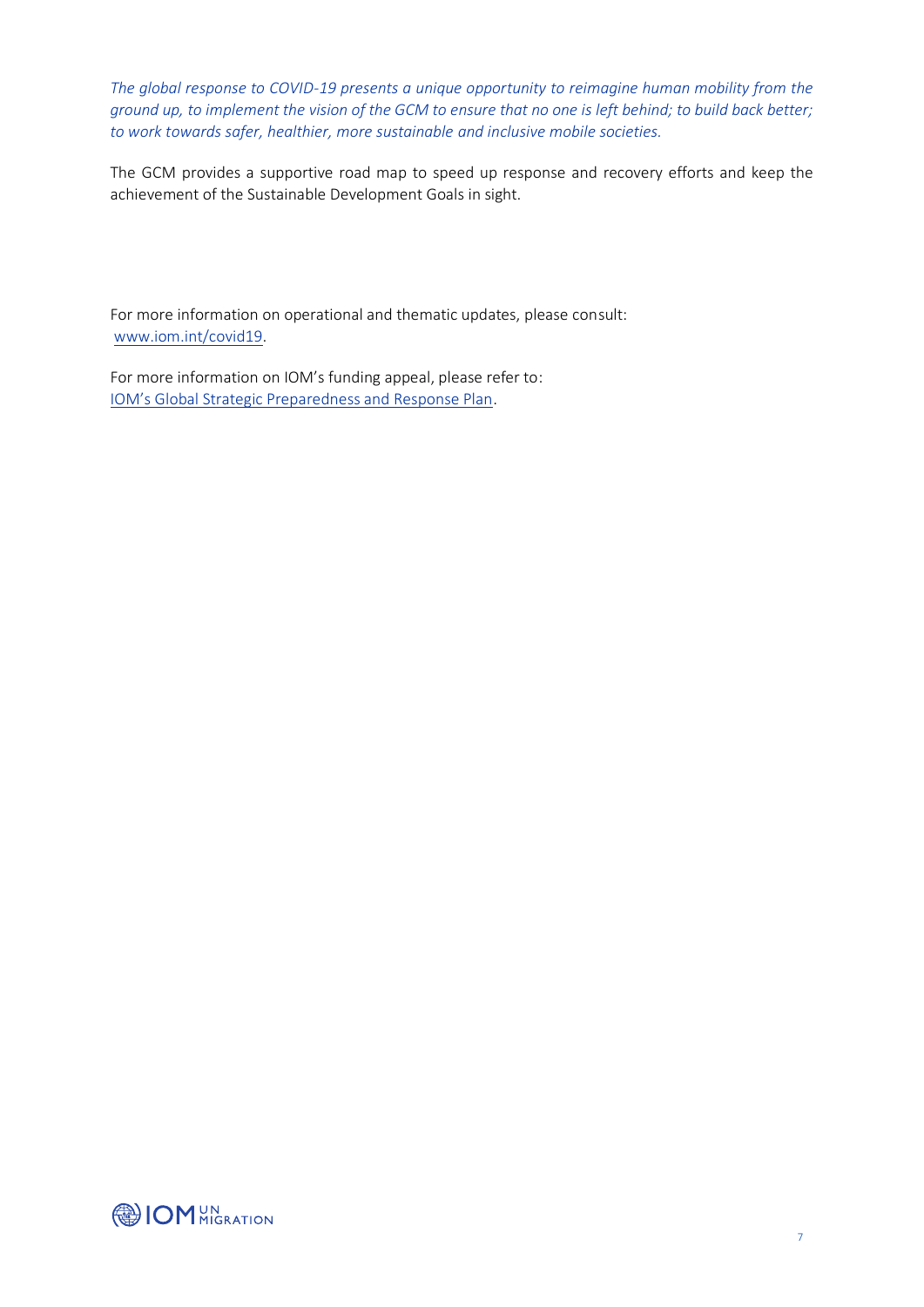*The global response to COVID-19 presents a unique opportunity to reimagine human mobility from the ground up, to implement the vision of the GCM to ensure that no one is left behind; to build back better; to work towards safer, healthier, more sustainable and inclusive mobile societies.*

The GCM provides a supportive road map to speed up response and recovery efforts and keep the achievement of the Sustainable Development Goals in sight.

For more information on operational and thematic updates, please consult: www.iom.int/covid19.

For more information on IOM's funding appeal, please refer to: IOM's Global Strategic Preparedness and Response Plan.